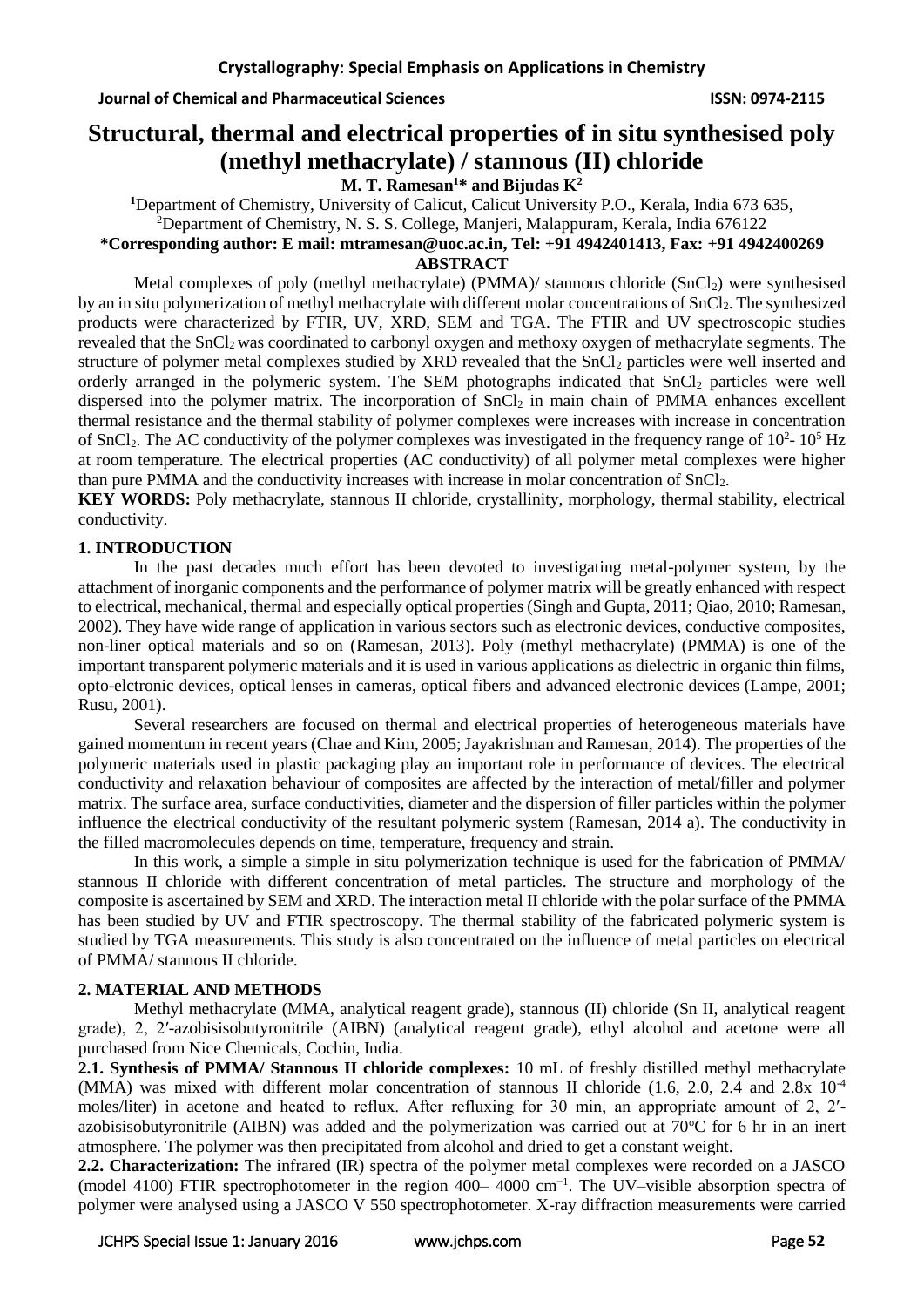# Structural, thermal and electrical properties of in situ synthesised poly (methyl methacrylate) / stannous (II) chloride

**M. T. Ramesan[1]* and Bijudas K[2]**

[1]Department of Chemistry, University of Calicut, Calicut University P.O., Kerala, India 673 635,
[2]Department of Chemistry, N. S. S. College, Manjeri, Malappuram, Kerala, India 676122

**\*Corresponding author: E mail: mtramesan@uoc.ac.in, Tel: +91 4942401413, Fax: +91 4942400269**

**ABSTRACT**

Metal complexes of poly (methyl methacrylate) (PMMA)/ stannous chloride ($SnCl_2$) were synthesised by an in situ polymerization of methyl methacrylate with different molar concentrations of $SnCl_2$. The synthesized products were characterized by FTIR, UV, XRD, SEM and TGA. The FTIR and UV spectroscopic studies revealed that the $SnCl_2$ was coordinated to carbonyl oxygen and methoxy oxygen of methacrylate segments. The structure of polymer metal complexes studied by XRD revealed that the $SnCl_2$ particles were well inserted and orderly arranged in the polymeric system. The SEM photographs indicated that $SnCl_2$ particles were well dispersed into the polymer matrix. The incorporation of $SnCl_2$ in main chain of PMMA enhances excellent thermal resistance and the thermal stability of polymer complexes were increases with increase in concentration of $SnCl_2$. The AC conductivity of the polymer complexes was investigated in the frequency range of $10^2$- $10^5$ Hz at room temperature. The electrical properties (AC conductivity) of all polymer metal complexes were higher than pure PMMA and the conductivity increases with increase in molar concentration of $SnCl_2$.

**KEY WORDS:** Poly methacrylate, stannous II chloride, crystallinity, morphology, thermal stability, electrical conductivity.

## 1. INTRODUCTION

In the past decades much effort has been devoted to investigating metal-polymer system, by the attachment of inorganic components and the performance of polymer matrix will be greatly enhanced with respect to electrical, mechanical, thermal and especially optical properties (Singh and Gupta, 2011; Qiao, 2010; Ramesan, 2002). They have wide range of application in various sectors such as electronic devices, conductive composites, non-liner optical materials and so on (Ramesan, 2013). Poly (methyl methacrylate) (PMMA) is one of the important transparent polymeric materials and it is used in various applications as dielectric in organic thin films, opto-elctronic devices, optical lenses in cameras, optical fibers and advanced electronic devices (Lampe, 2001; Rusu, 2001).

Several researchers are focused on thermal and electrical properties of heterogeneous materials have gained momentum in recent years (Chae and Kim, 2005; Jayakrishnan and Ramesan, 2014). The properties of the polymeric materials used in plastic packaging play an important role in performance of devices. The electrical conductivity and relaxation behaviour of composites are affected by the interaction of metal/filler and polymer matrix. The surface area, surface conductivities, diameter and the dispersion of filler particles within the polymer influence the electrical conductivity of the resultant polymeric system (Ramesan, 2014 a). The conductivity in the filled macromolecules depends on time, temperature, frequency and strain.

In this work, a simple a simple in situ polymerization technique is used for the fabrication of PMMA/ stannous II chloride with different concentration of metal particles. The structure and morphology of the composite is ascertained by SEM and XRD. The interaction metal II chloride with the polar surface of the PMMA has been studied by UV and FTIR spectroscopy. The thermal stability of the fabricated polymeric system is studied by TGA measurements. This study is also concentrated on the influence of metal particles on electrical of PMMA/ stannous II chloride.

## 2. MATERIAL AND METHODS

Methyl methacrylate (MMA, analytical reagent grade), stannous (II) chloride (Sn II, analytical reagent grade), 2, 2′-azobisisobutyronitrile (AIBN) (analytical reagent grade), ethyl alcohol and acetone were all purchased from Nice Chemicals, Cochin, India.

**2.1. Synthesis of PMMA/ Stannous II chloride complexes:** 10 mL of freshly distilled methyl methacrylate (MMA) was mixed with different molar concentration of stannous II chloride (1.6, 2.0, 2.4 and 2.8x $10^{-4}$ moles/liter) in acetone and heated to reflux. After refluxing for 30 min, an appropriate amount of 2, 2′-azobisisobutyronitrile (AIBN) was added and the polymerization was carried out at 70°C for 6 hr in an inert atmosphere. The polymer was then precipitated from alcohol and dried to get a constant weight.

**2.2. Characterization:** The infrared (IR) spectra of the polymer metal complexes were recorded on a JASCO (model 4100) FTIR spectrophotometer in the region 400– 4000 cm$^{-1}$. The UV–visible absorption spectra of polymer were analysed using a JASCO V 550 spectrophotometer. X-ray diffraction measurements were carried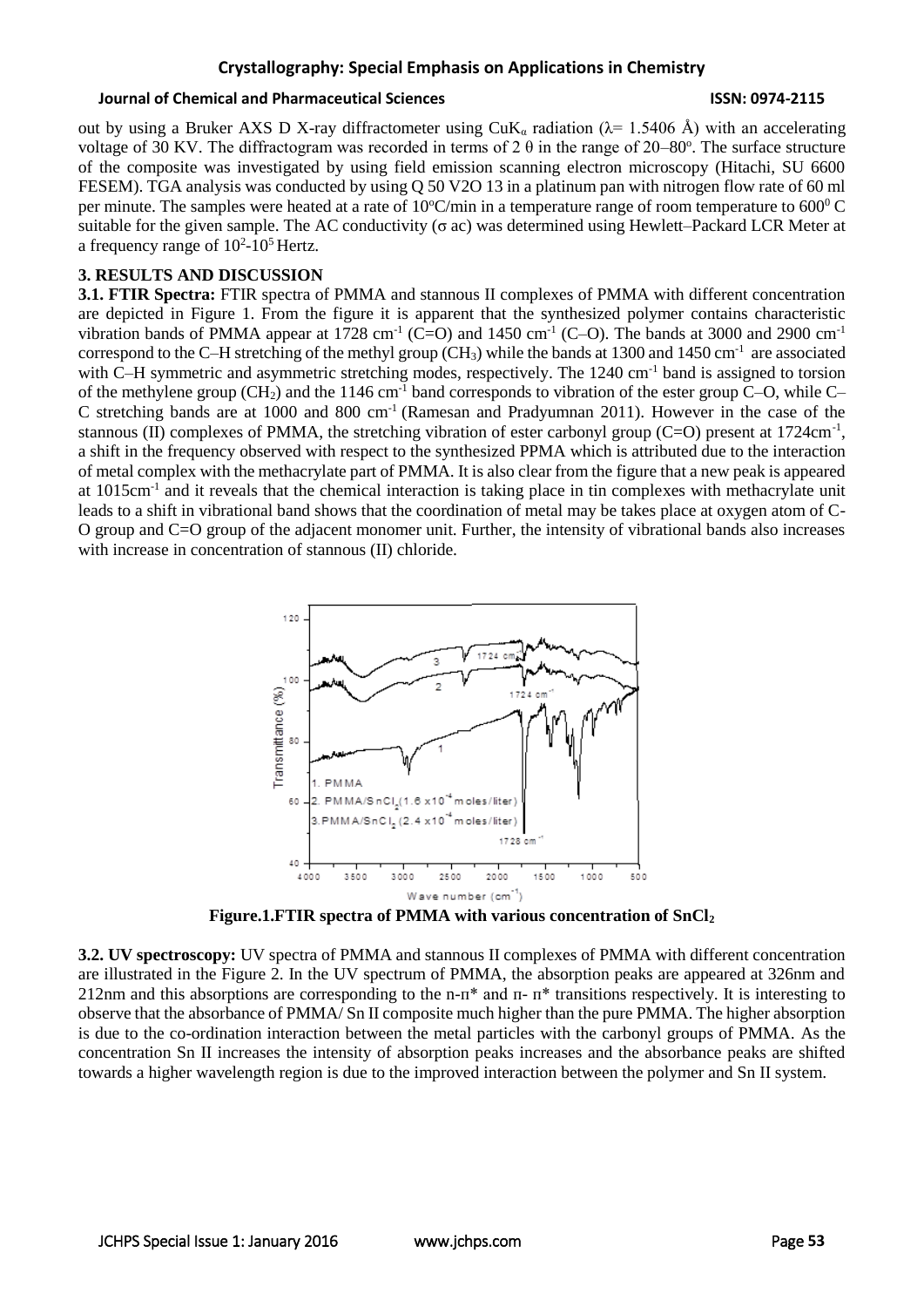out by using a Bruker AXS D X-ray diffractometer using Cu$K_\alpha$ radiation ($\lambda$= 1.5406 Å) with an accelerating voltage of 30 KV. The diffractogram was recorded in terms of 2 θ in the range of 20–80°. The surface structure of the composite was investigated by using field emission scanning electron microscopy (Hitachi, SU 6600 FESEM). TGA analysis was conducted by using Q 50 V2O 13 in a platinum pan with nitrogen flow rate of 60 ml per minute. The samples were heated at a rate of 10°C/min in a temperature range of room temperature to 600° C suitable for the given sample. The AC conductivity (σ ac) was determined using Hewlett–Packard LCR Meter at a frequency range of $10^2$-$10^5$ Hertz.

## 3. RESULTS AND DISCUSSION

**3.1. FTIR Spectra:** FTIR spectra of PMMA and stannous II complexes of PMMA with different concentration are depicted in Figure 1. From the figure it is apparent that the synthesized polymer contains characteristic vibration bands of PMMA appear at 1728 $cm^{-1}$ (C=O) and 1450 $cm^{-1}$ (C–O). The bands at 3000 and 2900 $cm^{-1}$ correspond to the C–H stretching of the methyl group ($CH_3$) while the bands at 1300 and 1450 $cm^{-1}$ are associated with C–H symmetric and asymmetric stretching modes, respectively. The 1240 $cm^{-1}$ band is assigned to torsion of the methylene group ($CH_2$) and the 1146 $cm^{-1}$ band corresponds to vibration of the ester group C–O, while C–C stretching bands are at 1000 and 800 $cm^{-1}$ (Ramesan and Pradyumnan 2011). However in the case of the stannous (II) complexes of PMMA, the stretching vibration of ester carbonyl group (C=O) present at 1724$cm^{-1}$, a shift in the frequency observed with respect to the synthesized PPMA which is attributed due to the interaction of metal complex with the methacrylate part of PMMA. It is also clear from the figure that a new peak is appeared at 1015$cm^{-1}$ and it reveals that the chemical interaction is taking place in tin complexes with methacrylate unit leads to a shift in vibrational band shows that the coordination of metal may be takes place at oxygen atom of C-O group and C=O group of the adjacent monomer unit. Further, the intensity of vibrational bands also increases with increase in concentration of stannous (II) chloride.

**Figure.1.FTIR spectra of PMMA with various concentration of $SnCl_2$**

**3.2. UV spectroscopy:** UV spectra of PMMA and stannous II complexes of PMMA with different concentration are illustrated in the Figure 2. In the UV spectrum of PMMA, the absorption peaks are appeared at 326nm and 212nm and this absorptions are corresponding to the n-π* and π- π* transitions respectively. It is interesting to observe that the absorbance of PMMA/ Sn II composite much higher than the pure PMMA. The higher absorption is due to the co-ordination interaction between the metal particles with the carbonyl groups of PMMA. As the concentration Sn II increases the intensity of absorption peaks increases and the absorbance peaks are shifted towards a higher wavelength region is due to the improved interaction between the polymer and Sn II system.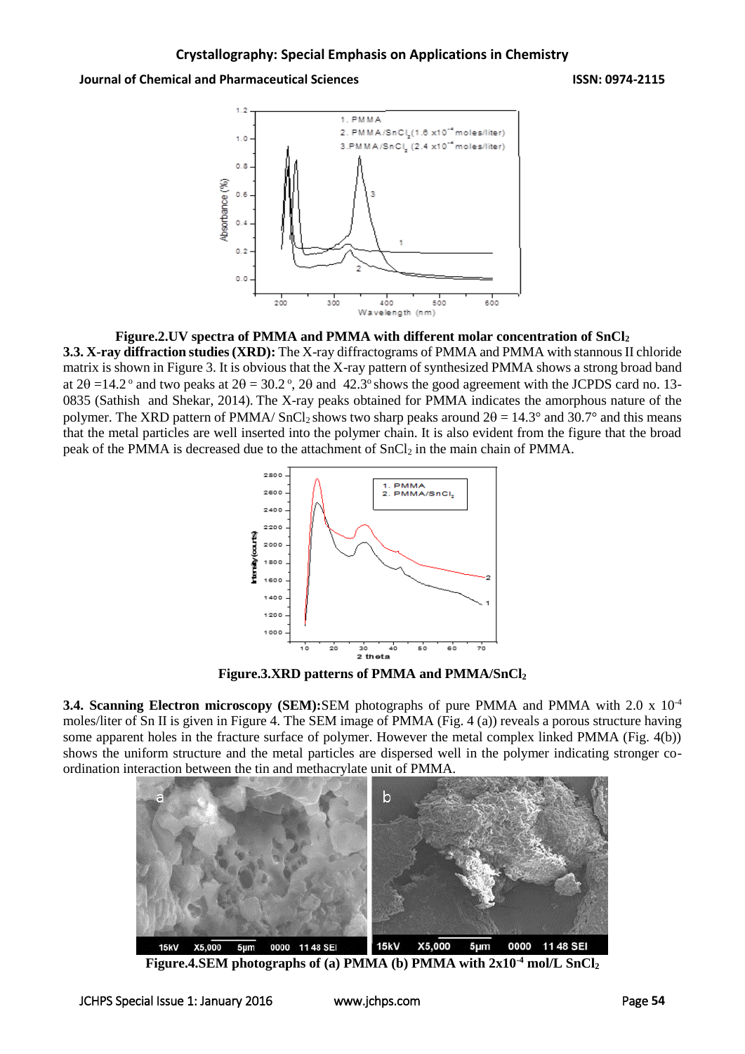**Figure.2.UV spectra of PMMA and PMMA with different molar concentration of $SnCl_2$**

**3.3. X-ray diffraction studies (XRD):** The X-ray diffractograms of PMMA and PMMA with stannous II chloride matrix is shown in Figure 3. It is obvious that the X-ray pattern of synthesized PMMA shows a strong broad band at $2\theta = 14.2^{\circ}$ and two peaks at $2\theta = 30.2^{\circ}$, $2\theta$ and $42.3^{\circ}$ shows the good agreement with the JCPDS card no. 13-0835 (Sathish and Shekar, 2014). The X-ray peaks obtained for PMMA indicates the amorphous nature of the polymer. The XRD pattern of PMMA/ $SnCl_2$ shows two sharp peaks around $2\theta = 14.3^{\circ}$ and $30.7^{\circ}$ and this means that the metal particles are well inserted into the polymer chain. It is also evident from the figure that the broad peak of the PMMA is decreased due to the attachment of $SnCl_2$ in the main chain of PMMA.

**Figure.3.XRD patterns of PMMA and PMMA/$SnCl_2$**

**3.4. Scanning Electron microscopy (SEM):** SEM photographs of pure PMMA and PMMA with 2.0 x $10^{-4}$ moles/liter of Sn II is given in Figure 4. The SEM image of PMMA (Fig. 4 (a)) reveals a porous structure having some apparent holes in the fracture surface of polymer. However the metal complex linked PMMA (Fig. 4(b)) shows the uniform structure and the metal particles are dispersed well in the polymer indicating stronger co-ordination interaction between the tin and methacrylate unit of PMMA.

**Figure.4.SEM photographs of (a) PMMA (b) PMMA with 2x$10^{-4}$ mol/L $SnCl_2$**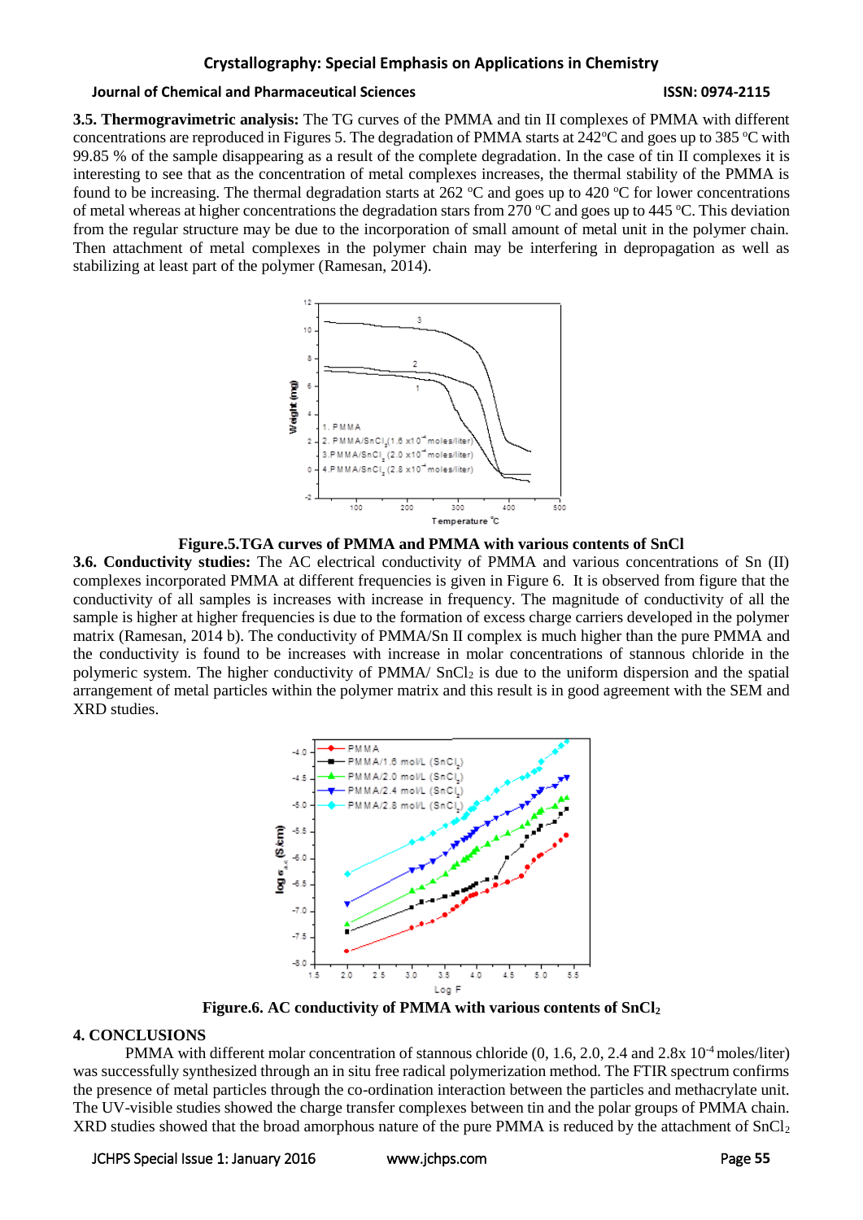**3.5. Thermogravimetric analysis:** The TG curves of the PMMA and tin II complexes of PMMA with different concentrations are reproduced in Figures 5. The degradation of PMMA starts at 242°C and goes up to 385 °C with 99.85 % of the sample disappearing as a result of the complete degradation. In the case of tin II complexes it is interesting to see that as the concentration of metal complexes increases, the thermal stability of the PMMA is found to be increasing. The thermal degradation starts at 262 °C and goes up to 420 °C for lower concentrations of metal whereas at higher concentrations the degradation stars from 270 °C and goes up to 445 °C. This deviation from the regular structure may be due to the incorporation of small amount of metal unit in the polymer chain. Then attachment of metal complexes in the polymer chain may be interfering in depropagation as well as stabilizing at least part of the polymer (Ramesan, 2014).

**Figure.5.TGA curves of PMMA and PMMA with various contents of SnCl**

**3.6. Conductivity studies:** The AC electrical conductivity of PMMA and various concentrations of Sn (II) complexes incorporated PMMA at different frequencies is given in Figure 6. It is observed from figure that the conductivity of all samples is increases with increase in frequency. The magnitude of conductivity of all the sample is higher at higher frequencies is due to the formation of excess charge carriers developed in the polymer matrix (Ramesan, 2014 b). The conductivity of PMMA/Sn II complex is much higher than the pure PMMA and the conductivity is found to be increases with increase in molar concentrations of stannous chloride in the polymeric system. The higher conductivity of PMMA/ $SnCl_2$ is due to the uniform dispersion and the spatial arrangement of metal particles within the polymer matrix and this result is in good agreement with the SEM and XRD studies.

**Figure.6. AC conductivity of PMMA with various contents of $SnCl_2$**

## 4. CONCLUSIONS

PMMA with different molar concentration of stannous chloride (0, 1.6, 2.0, 2.4 and 2.8x $10^{-4}$ moles/liter) was successfully synthesized through an in situ free radical polymerization method. The FTIR spectrum confirms the presence of metal particles through the co-ordination interaction between the particles and methacrylate unit. The UV-visible studies showed the charge transfer complexes between tin and the polar groups of PMMA chain. XRD studies showed that the broad amorphous nature of the pure PMMA is reduced by the attachment of $SnCl_2$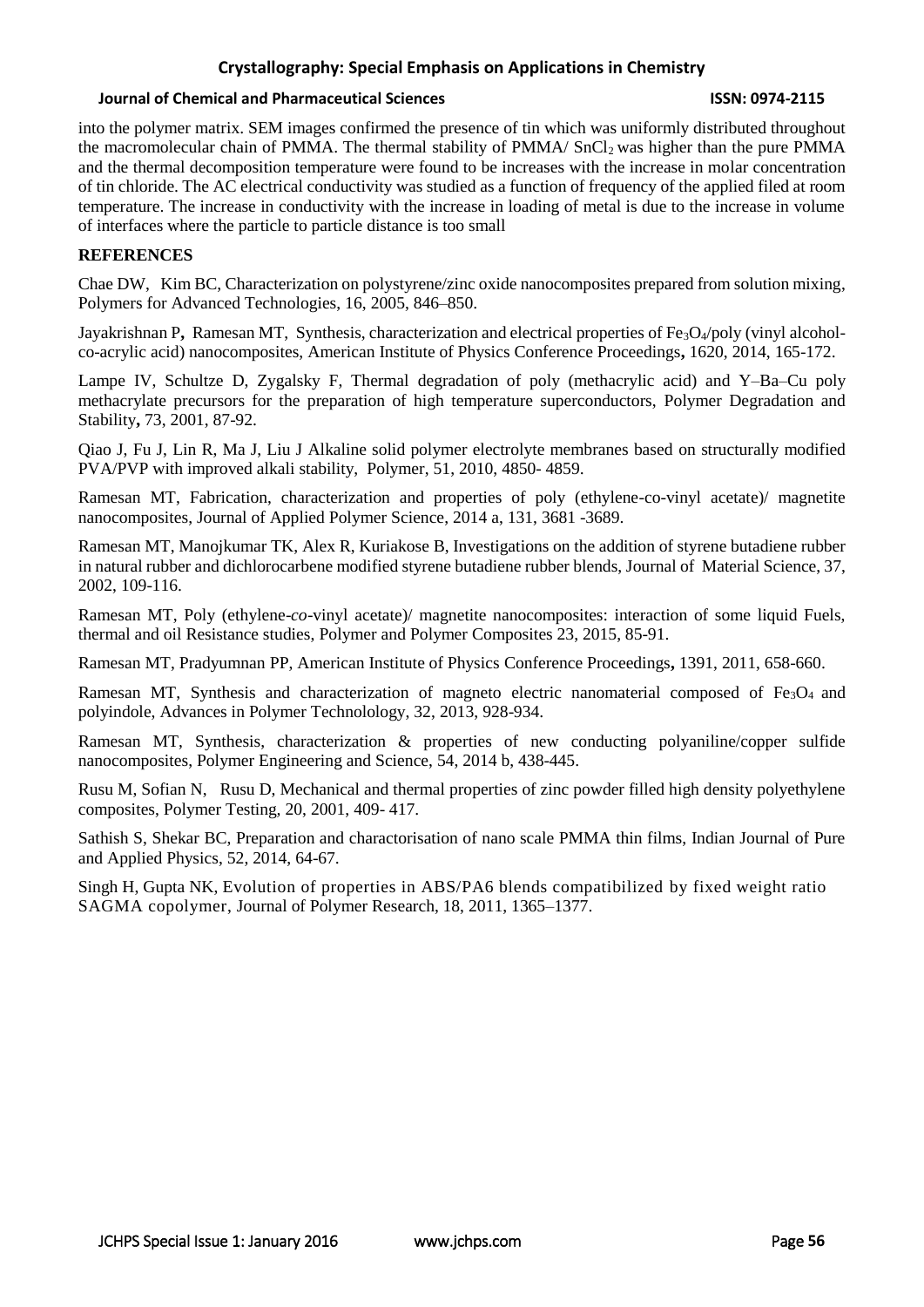into the polymer matrix. SEM images confirmed the presence of tin which was uniformly distributed throughout the macromolecular chain of PMMA. The thermal stability of PMMA/ $SnCl_2$ was higher than the pure PMMA and the thermal decomposition temperature were found to be increases with the increase in molar concentration of tin chloride. The AC electrical conductivity was studied as a function of frequency of the applied filed at room temperature. The increase in conductivity with the increase in loading of metal is due to the increase in volume of interfaces where the particle to particle distance is too small

## REFERENCES

Chae DW, Kim BC, Characterization on polystyrene/zinc oxide nanocomposites prepared from solution mixing, Polymers for Advanced Technologies, 16, 2005, 846–850.

Jayakrishnan P, Ramesan MT, Synthesis, characterization and electrical properties of $Fe_3O_4$/poly (vinyl alcohol-co-acrylic acid) nanocomposites, American Institute of Physics Conference Proceedings, 1620, 2014, 165-172.

Lampe IV, Schultze D, Zygalsky F, Thermal degradation of poly (methacrylic acid) and Y–Ba–Cu poly methacrylate precursors for the preparation of high temperature superconductors, Polymer Degradation and Stability, 73, 2001, 87-92.

Qiao J, Fu J, Lin R, Ma J, Liu J Alkaline solid polymer electrolyte membranes based on structurally modified PVA/PVP with improved alkali stability, Polymer, 51, 2010, 4850- 4859.

Ramesan MT, Fabrication, characterization and properties of poly (ethylene-co-vinyl acetate)/ magnetite nanocomposites, Journal of Applied Polymer Science, 2014 a, 131, 3681 -3689.

Ramesan MT, Manojkumar TK, Alex R, Kuriakose B, Investigations on the addition of styrene butadiene rubber in natural rubber and dichlorocarbene modified styrene butadiene rubber blends, Journal of Material Science, 37, 2002, 109-116.

Ramesan MT, Poly (ethylene-*co*-vinyl acetate)/ magnetite nanocomposites: interaction of some liquid Fuels, thermal and oil Resistance studies, Polymer and Polymer Composites 23, 2015, 85-91.

Ramesan MT, Pradyumnan PP, American Institute of Physics Conference Proceedings, 1391, 2011, 658-660.

Ramesan MT, Synthesis and characterization of magneto electric nanomaterial composed of $Fe_3O_4$ and polyindole, Advances in Polymer Technolology, 32, 2013, 928-934.

Ramesan MT, Synthesis, characterization & properties of new conducting polyaniline/copper sulfide nanocomposites, Polymer Engineering and Science, 54, 2014 b, 438-445.

Rusu M, Sofian N, Rusu D, Mechanical and thermal properties of zinc powder filled high density polyethylene composites, Polymer Testing, 20, 2001, 409- 417.

Sathish S, Shekar BC, Preparation and charactorisation of nano scale PMMA thin films, Indian Journal of Pure and Applied Physics, 52, 2014, 64-67.

Singh H, Gupta NK, Evolution of properties in ABS/PA6 blends compatibilized by fixed weight ratio SAGMA copolymer, Journal of Polymer Research, 18, 2011, 1365–1377.